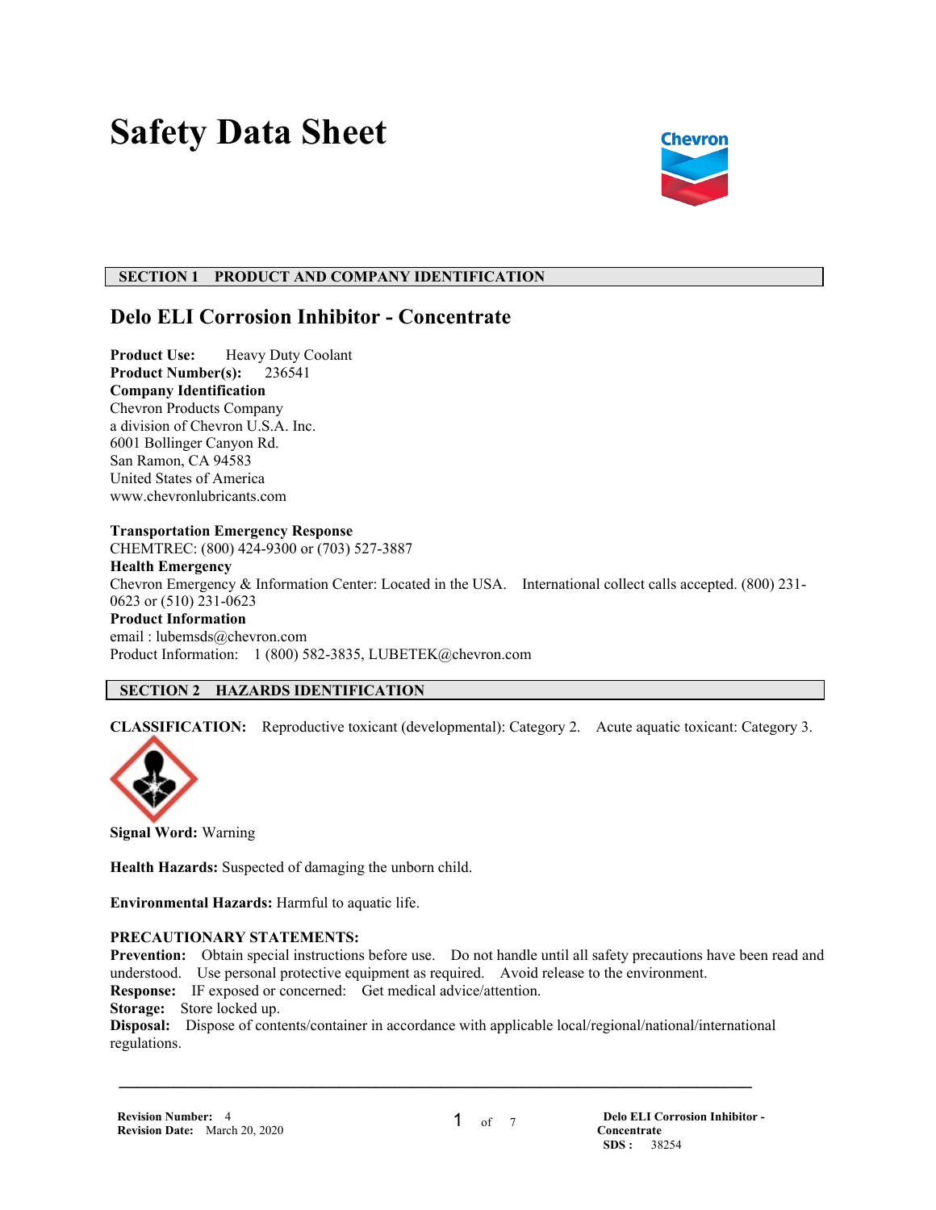# Safety Data Sheet

## SECTION 1 PRODUCT AND COMPANY IDENTIFICATION

### Delo ELI Corrosion Inhibitor - Concentrate

**Product Use:** Heavy Duty Coolant
**Product Number(s):** 236541
**Company Identification**
Chevron Products Company
a division of Chevron U.S.A. Inc.
6001 Bollinger Canyon Rd.
San Ramon, CA 94583
United States of America
www.chevronlubricants.com

**Transportation Emergency Response**
CHEMTREC: (800) 424-9300 or (703) 527-3887
**Health Emergency**
Chevron Emergency & Information Center: Located in the USA. International collect calls accepted. (800) 231-0623 or (510) 231-0623
**Product Information**
email : lubemsds@chevron.com
Product Information: 1 (800) 582-3835, LUBETEK@chevron.com

## SECTION 2 HAZARDS IDENTIFICATION

**CLASSIFICATION:** Reproductive toxicant (developmental): Category 2. Acute aquatic toxicant: Category 3.

**Signal Word:** Warning

**Health Hazards:** Suspected of damaging the unborn child.

**Environmental Hazards:** Harmful to aquatic life.

**PRECAUTIONARY STATEMENTS:**
**Prevention:** Obtain special instructions before use. Do not handle until all safety precautions have been read and understood. Use personal protective equipment as required. Avoid release to the environment.
**Response:** IF exposed or concerned: Get medical advice/attention.
**Storage:** Store locked up.
**Disposal:** Dispose of contents/container in accordance with applicable local/regional/national/international regulations.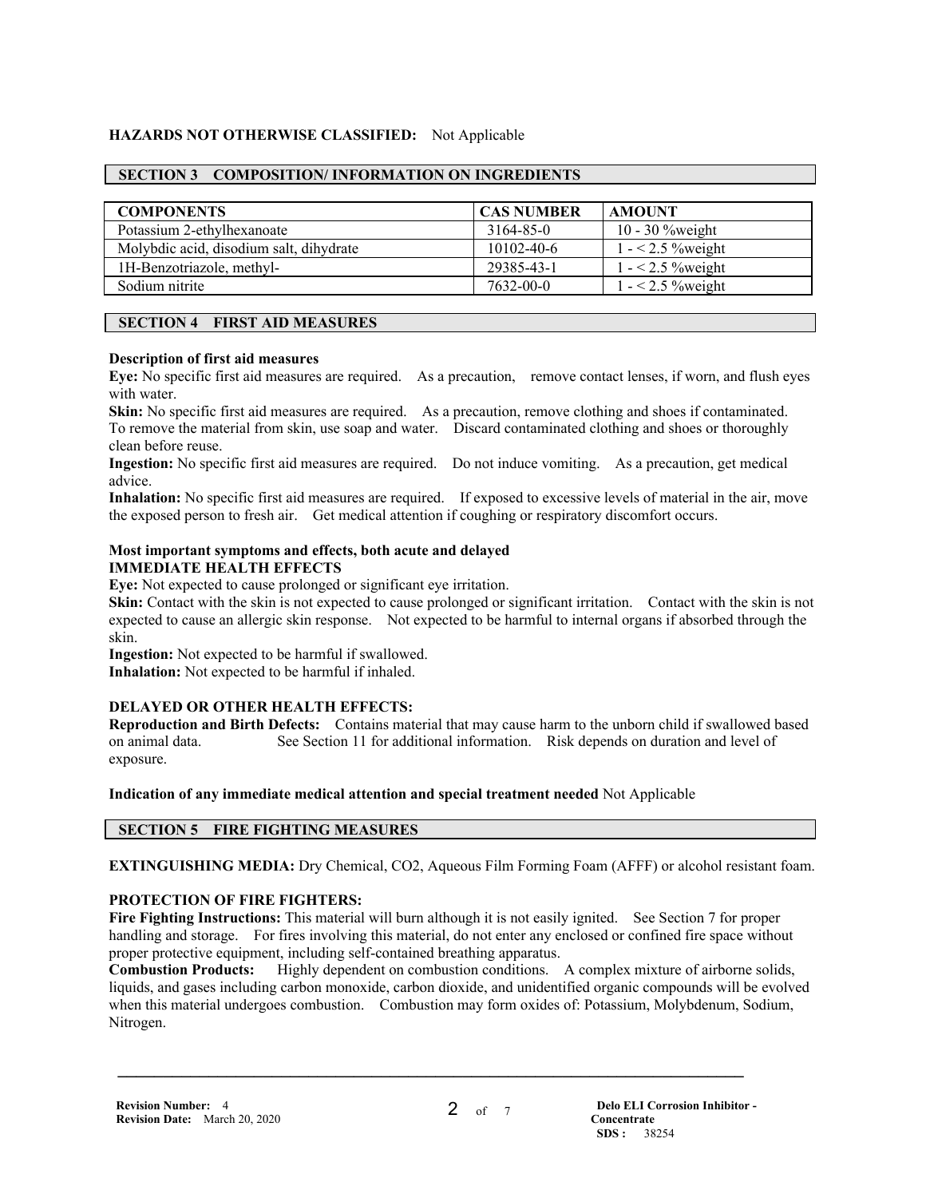**HAZARDS NOT OTHERWISE CLASSIFIED:** Not Applicable

## SECTION 3 COMPOSITION/ INFORMATION ON INGREDIENTS

| COMPONENTS | CAS NUMBER | AMOUNT |
|---|---|---|
| Potassium 2-ethylhexanoate | 3164-85-0 | 10 - 30 %weight |
| Molybdic acid, disodium salt, dihydrate | 10102-40-6 | 1 - < 2.5 %weight |
| 1H-Benzotriazole, methyl- | 29385-43-1 | 1 - < 2.5 %weight |
| Sodium nitrite | 7632-00-0 | 1 - < 2.5 %weight |

## SECTION 4 FIRST AID MEASURES

**Description of first aid measures**

**Eye:** No specific first aid measures are required. As a precaution, remove contact lenses, if worn, and flush eyes with water.

**Skin:** No specific first aid measures are required. As a precaution, remove clothing and shoes if contaminated. To remove the material from skin, use soap and water. Discard contaminated clothing and shoes or thoroughly clean before reuse.

**Ingestion:** No specific first aid measures are required. Do not induce vomiting. As a precaution, get medical advice.

**Inhalation:** No specific first aid measures are required. If exposed to excessive levels of material in the air, move the exposed person to fresh air. Get medical attention if coughing or respiratory discomfort occurs.

**Most important symptoms and effects, both acute and delayed**

**IMMEDIATE HEALTH EFFECTS**

**Eye:** Not expected to cause prolonged or significant eye irritation.

**Skin:** Contact with the skin is not expected to cause prolonged or significant irritation. Contact with the skin is not expected to cause an allergic skin response. Not expected to be harmful to internal organs if absorbed through the skin.

**Ingestion:** Not expected to be harmful if swallowed.

**Inhalation:** Not expected to be harmful if inhaled.

**DELAYED OR OTHER HEALTH EFFECTS:**

**Reproduction and Birth Defects:** Contains material that may cause harm to the unborn child if swallowed based on animal data. See Section 11 for additional information. Risk depends on duration and level of exposure.

**Indication of any immediate medical attention and special treatment needed** Not Applicable

## SECTION 5 FIRE FIGHTING MEASURES

**EXTINGUISHING MEDIA:** Dry Chemical, CO2, Aqueous Film Forming Foam (AFFF) or alcohol resistant foam.

**PROTECTION OF FIRE FIGHTERS:**

**Fire Fighting Instructions:** This material will burn although it is not easily ignited. See Section 7 for proper handling and storage. For fires involving this material, do not enter any enclosed or confined fire space without proper protective equipment, including self-contained breathing apparatus.

**Combustion Products:** Highly dependent on combustion conditions. A complex mixture of airborne solids, liquids, and gases including carbon monoxide, carbon dioxide, and unidentified organic compounds will be evolved when this material undergoes combustion. Combustion may form oxides of: Potassium, Molybdenum, Sodium, Nitrogen.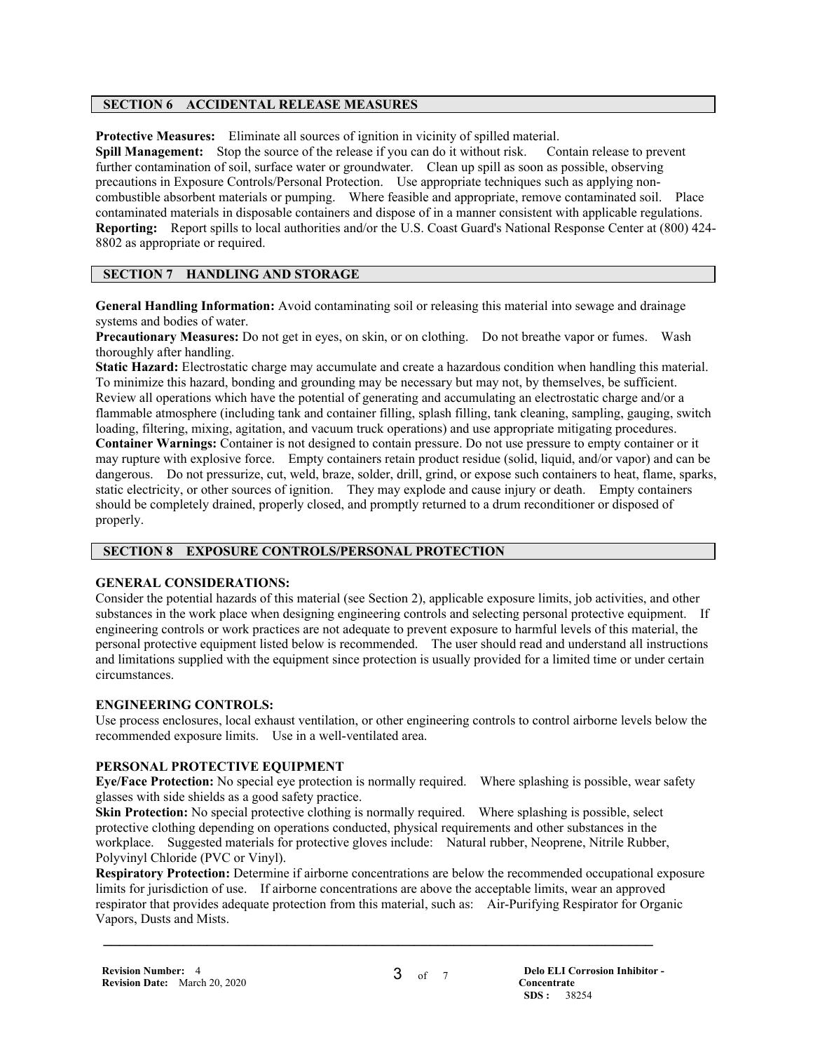## SECTION 6 ACCIDENTAL RELEASE MEASURES

**Protective Measures:** Eliminate all sources of ignition in vicinity of spilled material.
**Spill Management:** Stop the source of the release if you can do it without risk. Contain release to prevent further contamination of soil, surface water or groundwater. Clean up spill as soon as possible, observing precautions in Exposure Controls/Personal Protection. Use appropriate techniques such as applying non-combustible absorbent materials or pumping. Where feasible and appropriate, remove contaminated soil. Place contaminated materials in disposable containers and dispose of in a manner consistent with applicable regulations.
**Reporting:** Report spills to local authorities and/or the U.S. Coast Guard's National Response Center at (800) 424-8802 as appropriate or required.

## SECTION 7 HANDLING AND STORAGE

**General Handling Information:** Avoid contaminating soil or releasing this material into sewage and drainage systems and bodies of water.
**Precautionary Measures:** Do not get in eyes, on skin, or on clothing. Do not breathe vapor or fumes. Wash thoroughly after handling.
**Static Hazard:** Electrostatic charge may accumulate and create a hazardous condition when handling this material. To minimize this hazard, bonding and grounding may be necessary but may not, by themselves, be sufficient. Review all operations which have the potential of generating and accumulating an electrostatic charge and/or a flammable atmosphere (including tank and container filling, splash filling, tank cleaning, sampling, gauging, switch loading, filtering, mixing, agitation, and vacuum truck operations) and use appropriate mitigating procedures.
**Container Warnings:** Container is not designed to contain pressure. Do not use pressure to empty container or it may rupture with explosive force. Empty containers retain product residue (solid, liquid, and/or vapor) and can be dangerous. Do not pressurize, cut, weld, braze, solder, drill, grind, or expose such containers to heat, flame, sparks, static electricity, or other sources of ignition. They may explode and cause injury or death. Empty containers should be completely drained, properly closed, and promptly returned to a drum reconditioner or disposed of properly.

## SECTION 8 EXPOSURE CONTROLS/PERSONAL PROTECTION

### GENERAL CONSIDERATIONS:

Consider the potential hazards of this material (see Section 2), applicable exposure limits, job activities, and other substances in the work place when designing engineering controls and selecting personal protective equipment. If engineering controls or work practices are not adequate to prevent exposure to harmful levels of this material, the personal protective equipment listed below is recommended. The user should read and understand all instructions and limitations supplied with the equipment since protection is usually provided for a limited time or under certain circumstances.

### ENGINEERING CONTROLS:

Use process enclosures, local exhaust ventilation, or other engineering controls to control airborne levels below the recommended exposure limits. Use in a well-ventilated area.

### PERSONAL PROTECTIVE EQUIPMENT

**Eye/Face Protection:** No special eye protection is normally required. Where splashing is possible, wear safety glasses with side shields as a good safety practice.
**Skin Protection:** No special protective clothing is normally required. Where splashing is possible, select protective clothing depending on operations conducted, physical requirements and other substances in the workplace. Suggested materials for protective gloves include: Natural rubber, Neoprene, Nitrile Rubber, Polyvinyl Chloride (PVC or Vinyl).
**Respiratory Protection:** Determine if airborne concentrations are below the recommended occupational exposure limits for jurisdiction of use. If airborne concentrations are above the acceptable limits, wear an approved respirator that provides adequate protection from this material, such as: Air-Purifying Respirator for Organic Vapors, Dusts and Mists.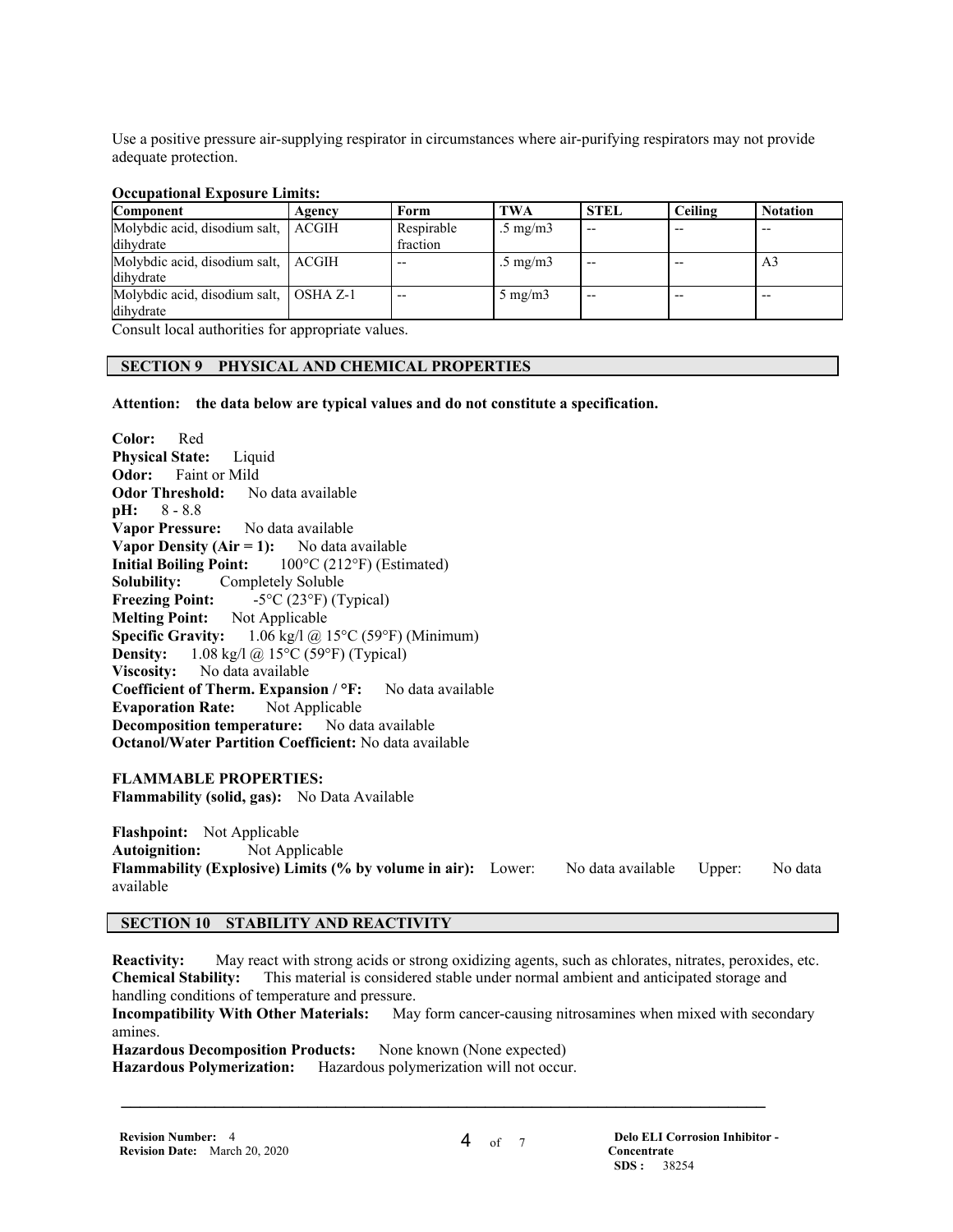Use a positive pressure air-supplying respirator in circumstances where air-purifying respirators may not provide adequate protection.

**Occupational Exposure Limits:**

| Component | Agency | Form | TWA | STEL | Ceiling | Notation |
|---|---|---|---|---|---|---|
| Molybdic acid, disodium salt, dihydrate | ACGIH | Respirable fraction | .5 mg/m3 | -- | -- | -- |
| Molybdic acid, disodium salt, dihydrate | ACGIH | -- | .5 mg/m3 | -- | -- | A3 |
| Molybdic acid, disodium salt, dihydrate | OSHA Z-1 | -- | 5 mg/m3 | -- | -- | -- |

Consult local authorities for appropriate values.

## SECTION 9 PHYSICAL AND CHEMICAL PROPERTIES

**Attention: the data below are typical values and do not constitute a specification.**

**Color:** Red
**Physical State:** Liquid
**Odor:** Faint or Mild
**Odor Threshold:** No data available
**pH:** 8 - 8.8
**Vapor Pressure:** No data available
**Vapor Density (Air = 1):** No data available
**Initial Boiling Point:** 100°C (212°F) (Estimated)
**Solubility:** Completely Soluble
**Freezing Point:** -5°C (23°F) (Typical)
**Melting Point:** Not Applicable
**Specific Gravity:** 1.06 kg/l @ 15°C (59°F) (Minimum)
**Density:** 1.08 kg/l @ 15°C (59°F) (Typical)
**Viscosity:** No data available
**Coefficient of Therm. Expansion / °F:** No data available
**Evaporation Rate:** Not Applicable
**Decomposition temperature:** No data available
**Octanol/Water Partition Coefficient:** No data available

**FLAMMABLE PROPERTIES:**
**Flammability (solid, gas):** No Data Available

**Flashpoint:** Not Applicable
**Autoignition:** Not Applicable
**Flammability (Explosive) Limits (% by volume in air):** Lower: No data available Upper: No data available

## SECTION 10 STABILITY AND REACTIVITY

**Reactivity:** May react with strong acids or strong oxidizing agents, such as chlorates, nitrates, peroxides, etc.
**Chemical Stability:** This material is considered stable under normal ambient and anticipated storage and handling conditions of temperature and pressure.
**Incompatibility With Other Materials:** May form cancer-causing nitrosamines when mixed with secondary amines.
**Hazardous Decomposition Products:** None known (None expected)
**Hazardous Polymerization:** Hazardous polymerization will not occur.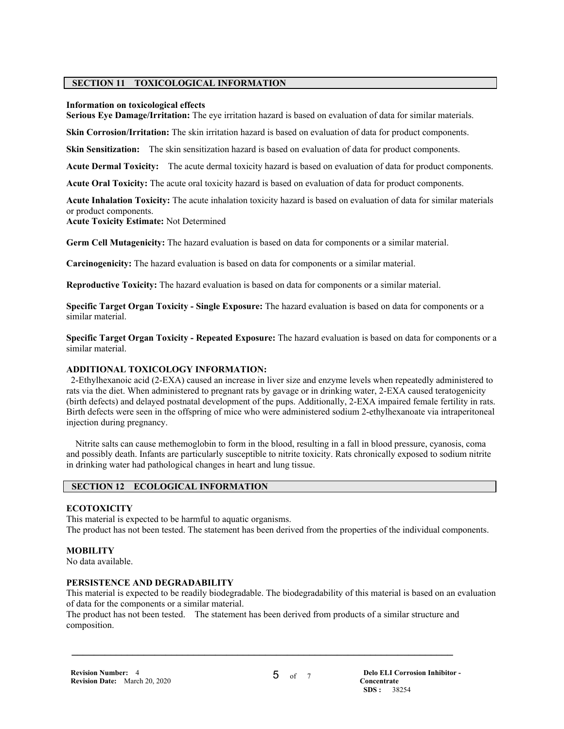## SECTION 11 TOXICOLOGICAL INFORMATION

**Information on toxicological effects**

**Serious Eye Damage/Irritation:** The eye irritation hazard is based on evaluation of data for similar materials.

**Skin Corrosion/Irritation:** The skin irritation hazard is based on evaluation of data for product components.

**Skin Sensitization:** The skin sensitization hazard is based on evaluation of data for product components.

**Acute Dermal Toxicity:** The acute dermal toxicity hazard is based on evaluation of data for product components.

**Acute Oral Toxicity:** The acute oral toxicity hazard is based on evaluation of data for product components.

**Acute Inhalation Toxicity:** The acute inhalation toxicity hazard is based on evaluation of data for similar materials or product components.

**Acute Toxicity Estimate:** Not Determined

**Germ Cell Mutagenicity:** The hazard evaluation is based on data for components or a similar material.

**Carcinogenicity:** The hazard evaluation is based on data for components or a similar material.

**Reproductive Toxicity:** The hazard evaluation is based on data for components or a similar material.

**Specific Target Organ Toxicity - Single Exposure:** The hazard evaluation is based on data for components or a similar material.

**Specific Target Organ Toxicity - Repeated Exposure:** The hazard evaluation is based on data for components or a similar material.

**ADDITIONAL TOXICOLOGY INFORMATION:**

2-Ethylhexanoic acid (2-EXA) caused an increase in liver size and enzyme levels when repeatedly administered to rats via the diet. When administered to pregnant rats by gavage or in drinking water, 2-EXA caused teratogenicity (birth defects) and delayed postnatal development of the pups. Additionally, 2-EXA impaired female fertility in rats. Birth defects were seen in the offspring of mice who were administered sodium 2-ethylhexanoate via intraperitoneal injection during pregnancy.

Nitrite salts can cause methemoglobin to form in the blood, resulting in a fall in blood pressure, cyanosis, coma and possibly death. Infants are particularly susceptible to nitrite toxicity. Rats chronically exposed to sodium nitrite in drinking water had pathological changes in heart and lung tissue.

## SECTION 12 ECOLOGICAL INFORMATION

**ECOTOXICITY**

This material is expected to be harmful to aquatic organisms.
The product has not been tested. The statement has been derived from the properties of the individual components.

**MOBILITY**

No data available.

**PERSISTENCE AND DEGRADABILITY**

This material is expected to be readily biodegradable. The biodegradability of this material is based on an evaluation of data for the components or a similar material.
The product has not been tested. The statement has been derived from products of a similar structure and composition.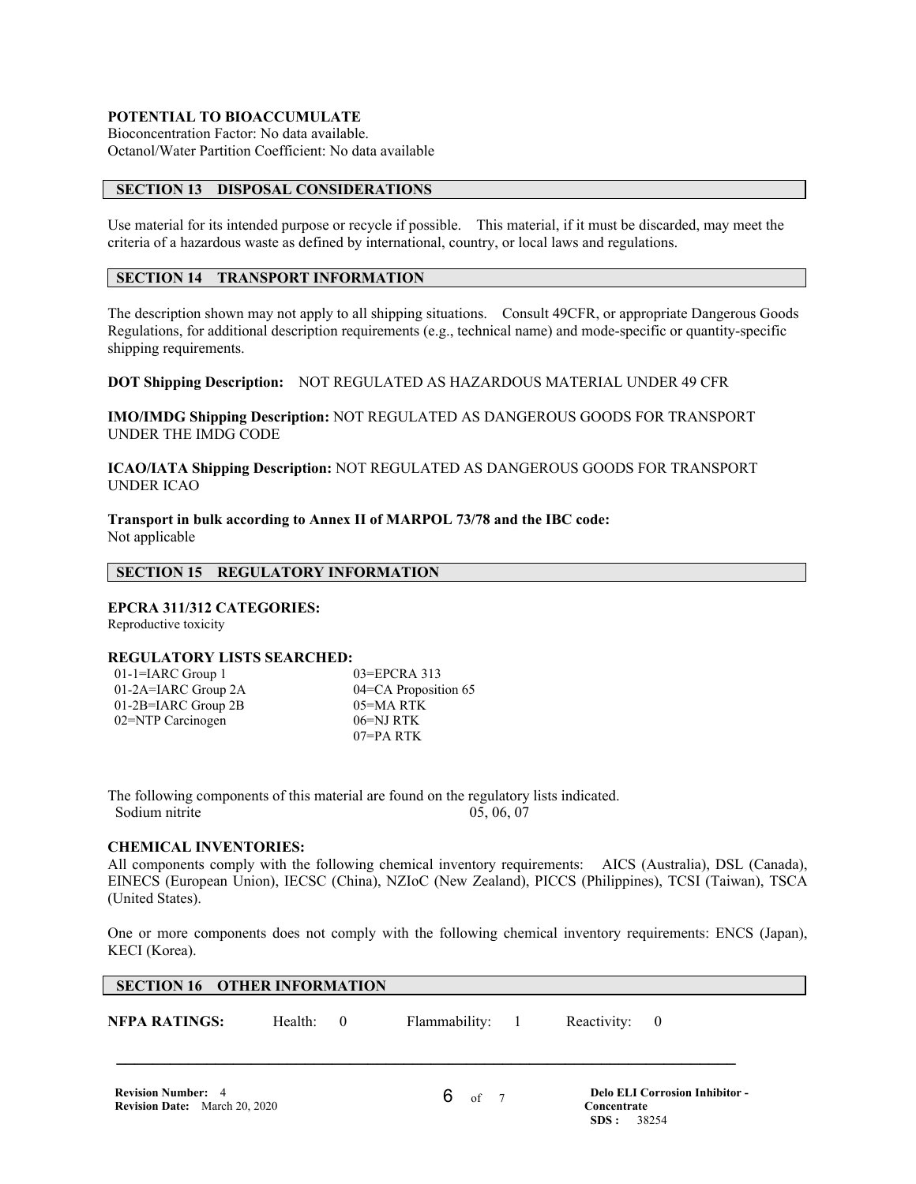**POTENTIAL TO BIOACCUMULATE**

Bioconcentration Factor: No data available.
Octanol/Water Partition Coefficient: No data available

## SECTION 13 DISPOSAL CONSIDERATIONS

Use material for its intended purpose or recycle if possible. This material, if it must be discarded, may meet the criteria of a hazardous waste as defined by international, country, or local laws and regulations.

## SECTION 14 TRANSPORT INFORMATION

The description shown may not apply to all shipping situations. Consult 49CFR, or appropriate Dangerous Goods Regulations, for additional description requirements (e.g., technical name) and mode-specific or quantity-specific shipping requirements.

**DOT Shipping Description:** NOT REGULATED AS HAZARDOUS MATERIAL UNDER 49 CFR

**IMO/IMDG Shipping Description:** NOT REGULATED AS DANGEROUS GOODS FOR TRANSPORT UNDER THE IMDG CODE

**ICAO/IATA Shipping Description:** NOT REGULATED AS DANGEROUS GOODS FOR TRANSPORT UNDER ICAO

**Transport in bulk according to Annex II of MARPOL 73/78 and the IBC code:**
Not applicable

## SECTION 15 REGULATORY INFORMATION

**EPCRA 311/312 CATEGORIES:**
Reproductive toxicity

**REGULATORY LISTS SEARCHED:**

| | |
|---|---|
| 01-1=IARC Group 1 | 03=EPCRA 313 |
| 01-2A=IARC Group 2A | 04=CA Proposition 65 |
| 01-2B=IARC Group 2B | 05=MA RTK |
| 02=NTP Carcinogen | 06=NJ RTK |
| | 07=PA RTK |

The following components of this material are found on the regulatory lists indicated.

| | |
|---|---|
| Sodium nitrite | 05, 06, 07 |

**CHEMICAL INVENTORIES:**

All components comply with the following chemical inventory requirements: AICS (Australia), DSL (Canada), EINECS (European Union), IECSC (China), NZIoC (New Zealand), PICCS (Philippines), TCSI (Taiwan), TSCA (United States).

One or more components does not comply with the following chemical inventory requirements: ENCS (Japan), KECI (Korea).

## SECTION 16 OTHER INFORMATION

**NFPA RATINGS:** Health: 0 Flammability: 1 Reactivity: 0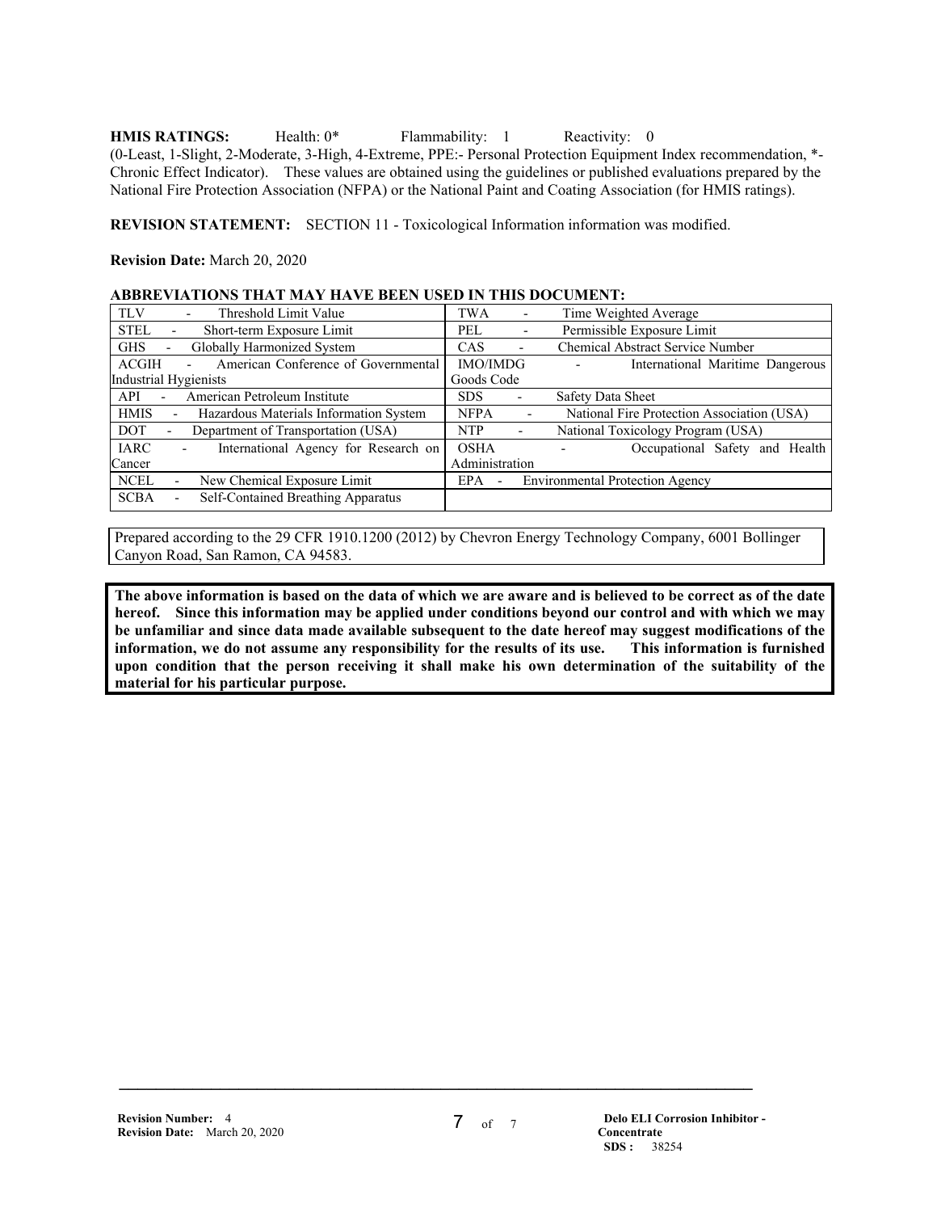**HMIS RATINGS:** Health: 0* Flammability: 1 Reactivity: 0
(0-Least, 1-Slight, 2-Moderate, 3-High, 4-Extreme, PPE:- Personal Protection Equipment Index recommendation, *- Chronic Effect Indicator). These values are obtained using the guidelines or published evaluations prepared by the National Fire Protection Association (NFPA) or the National Paint and Coating Association (for HMIS ratings).

**REVISION STATEMENT:** SECTION 11 - Toxicological Information information was modified.

**Revision Date:** March 20, 2020

**ABBREVIATIONS THAT MAY HAVE BEEN USED IN THIS DOCUMENT:**

| | |
|---|---|
| TLV - Threshold Limit Value | TWA - Time Weighted Average |
| STEL - Short-term Exposure Limit | PEL - Permissible Exposure Limit |
| GHS - Globally Harmonized System | CAS - Chemical Abstract Service Number |
| ACGIH - American Conference of Governmental Industrial Hygienists | IMO/IMDG - International Maritime Dangerous Goods Code |
| API - American Petroleum Institute | SDS - Safety Data Sheet |
| HMIS - Hazardous Materials Information System | NFPA - National Fire Protection Association (USA) |
| DOT - Department of Transportation (USA) | NTP - National Toxicology Program (USA) |
| IARC - International Agency for Research on Cancer | OSHA - Occupational Safety and Health Administration |
| NCEL - New Chemical Exposure Limit | EPA - Environmental Protection Agency |
| SCBA - Self-Contained Breathing Apparatus | |

Prepared according to the 29 CFR 1910.1200 (2012) by Chevron Energy Technology Company, 6001 Bollinger Canyon Road, San Ramon, CA 94583.

**The above information is based on the data of which we are aware and is believed to be correct as of the date hereof. Since this information may be applied under conditions beyond our control and with which we may be unfamiliar and since data made available subsequent to the date hereof may suggest modifications of the information, we do not assume any responsibility for the results of its use. This information is furnished upon condition that the person receiving it shall make his own determination of the suitability of the material for his particular purpose.**